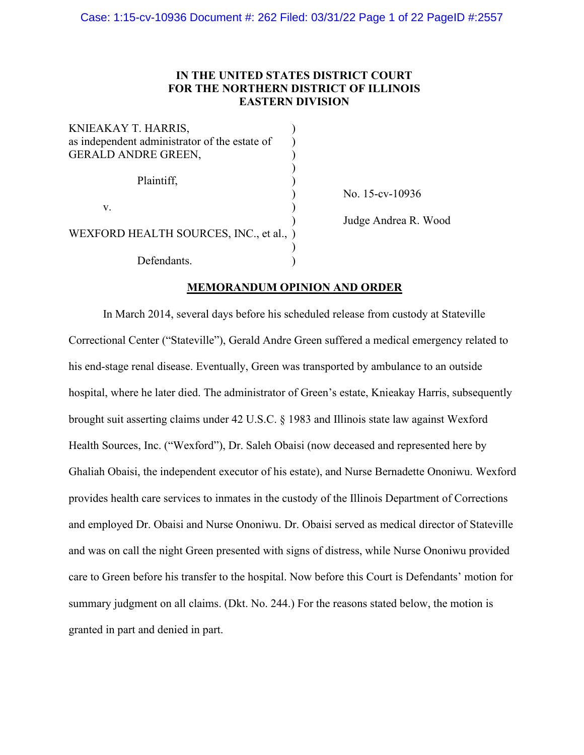**IN THE UNITED STATES DISTRICT COURT**
**FOR THE NORTHERN DISTRICT OF ILLINOIS**
**EASTERN DIVISION**

KNIEAKAY T. HARRIS, as independent administrator of the estate of GERALD ANDRE GREEN,

Plaintiff,

v.

WEXFORD HEALTH SOURCES, INC., et al.,

Defendants.

No. 15-cv-10936

Judge Andrea R. Wood

**MEMORANDUM OPINION AND ORDER**

In March 2014, several days before his scheduled release from custody at Stateville Correctional Center ("Stateville"), Gerald Andre Green suffered a medical emergency related to his end-stage renal disease. Eventually, Green was transported by ambulance to an outside hospital, where he later died. The administrator of Green's estate, Knieakay Harris, subsequently brought suit asserting claims under 42 U.S.C. § 1983 and Illinois state law against Wexford Health Sources, Inc. ("Wexford"), Dr. Saleh Obaisi (now deceased and represented here by Ghaliah Obaisi, the independent executor of his estate), and Nurse Bernadette Ononiwu. Wexford provides health care services to inmates in the custody of the Illinois Department of Corrections and employed Dr. Obaisi and Nurse Ononiwu. Dr. Obaisi served as medical director of Stateville and was on call the night Green presented with signs of distress, while Nurse Ononiwu provided care to Green before his transfer to the hospital. Now before this Court is Defendants' motion for summary judgment on all claims. (Dkt. No. 244.) For the reasons stated below, the motion is granted in part and denied in part.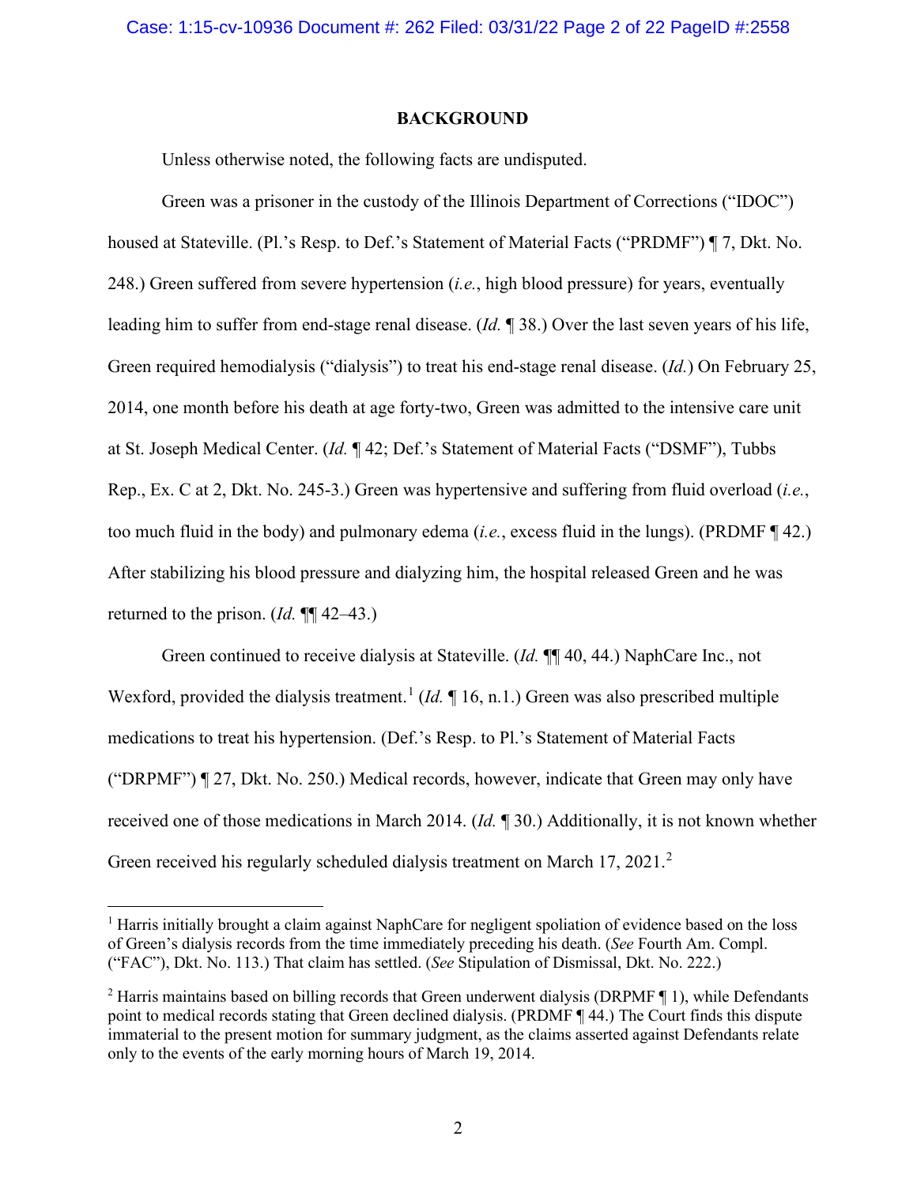## BACKGROUND

Unless otherwise noted, the following facts are undisputed.

Green was a prisoner in the custody of the Illinois Department of Corrections ("IDOC") housed at Stateville. (Pl.'s Resp. to Def.'s Statement of Material Facts ("PRDMF") ¶ 7, Dkt. No. 248.) Green suffered from severe hypertension (*i.e.*, high blood pressure) for years, eventually leading him to suffer from end-stage renal disease. (*Id.* ¶ 38.) Over the last seven years of his life, Green required hemodialysis ("dialysis") to treat his end-stage renal disease. (*Id.*) On February 25, 2014, one month before his death at age forty-two, Green was admitted to the intensive care unit at St. Joseph Medical Center. (*Id.* ¶ 42; Def.'s Statement of Material Facts ("DSMF"), Tubbs Rep., Ex. C at 2, Dkt. No. 245-3.) Green was hypertensive and suffering from fluid overload (*i.e.*, too much fluid in the body) and pulmonary edema (*i.e.*, excess fluid in the lungs). (PRDMF ¶ 42.) After stabilizing his blood pressure and dialyzing him, the hospital released Green and he was returned to the prison. (*Id.* ¶¶ 42–43.)

Green continued to receive dialysis at Stateville. (*Id.* ¶¶ 40, 44.) NaphCare Inc., not Wexford, provided the dialysis treatment.[1] (*Id.* ¶ 16, n.1.) Green was also prescribed multiple medications to treat his hypertension. (Def.'s Resp. to Pl.'s Statement of Facts ("DRPMF") ¶ 27, Dkt. No. 250.) Medical records, however, indicate that Green may only have received one of those medications in March 2014. (*Id.* ¶ 30.) Additionally, it is not known whether Green received his regularly scheduled dialysis treatment on March 17, 2021.[2]

---

[1] Harris initially brought a claim against NaphCare for negligent spoliation of evidence based on the loss of Green's dialysis records from the time immediately preceding his death. (*See* Fourth Am. Compl. ("FAC"), Dkt. No. 113.) That claim has settled. (*See* Stipulation of Dismissal, Dkt. No. 222.)

[2] Harris maintains based on billing records that Green underwent dialysis (DRPMF ¶ 1), while Defendants point to medical records stating that Green declined dialysis. (PRDMF ¶ 44.) The Court finds this dispute immaterial to the present motion for summary judgment, as the claims asserted against Defendants relate only to the events of the early morning hours of March 19, 2014.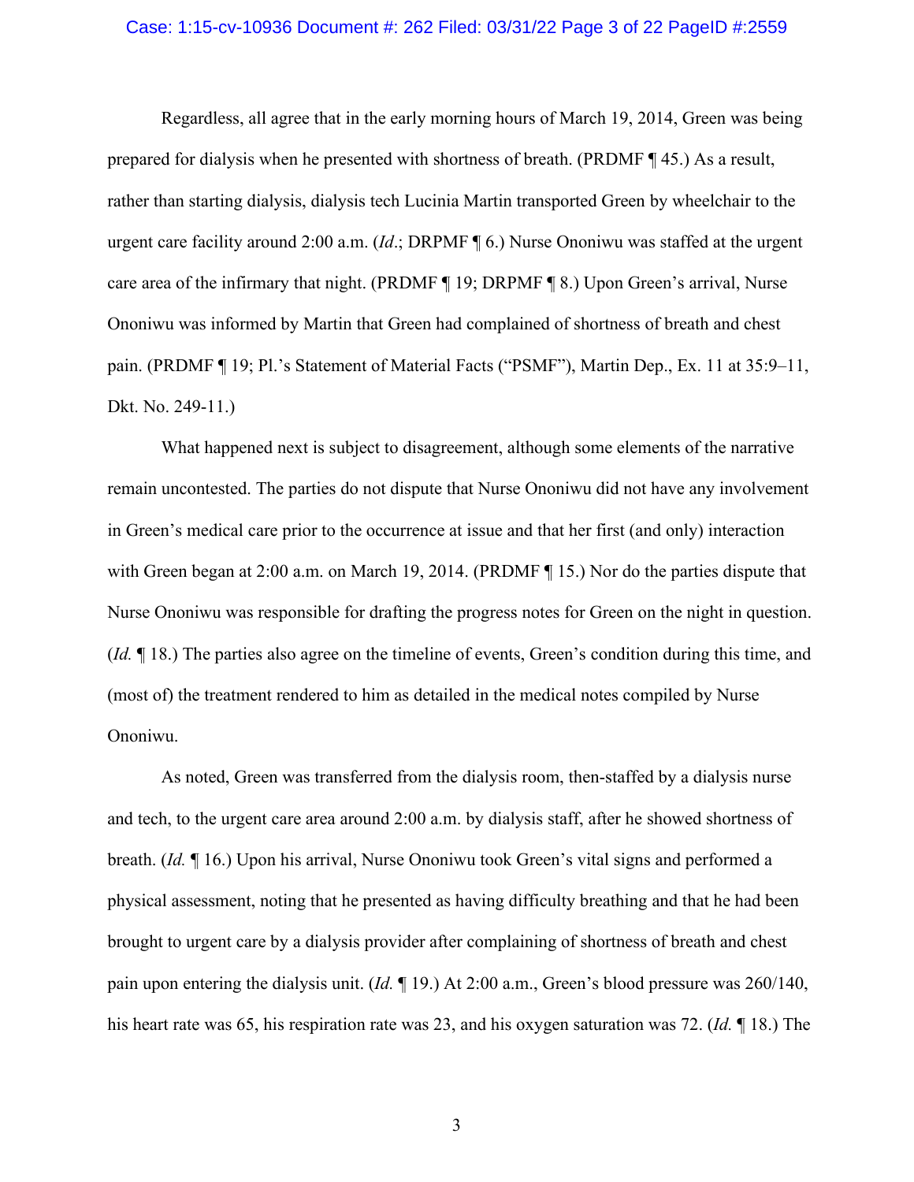Regardless, all agree that in the early morning hours of March 19, 2014, Green was being prepared for dialysis when he presented with shortness of breath. (PRDMF ¶ 45.) As a result, rather than starting dialysis, dialysis tech Lucinia Martin transported Green by wheelchair to the urgent care facility around 2:00 a.m. (*Id*.; DRPMF ¶ 6.) Nurse Ononiwu was staffed at the urgent care area of the infirmary that night. (PRDMF ¶ 19; DRPMF ¶ 8.) Upon Green's arrival, Nurse Ononiwu was informed by Martin that Green had complained of shortness of breath and chest pain. (PRDMF ¶ 19; Pl.'s Statement of Material Facts ("PSMF"), Martin Dep., Ex. 11 at 35:9–11, Dkt. No. 249-11.)

What happened next is subject to disagreement, although some elements of the narrative remain uncontested. The parties do not dispute that Nurse Ononiwu did not have any involvement in Green's medical care prior to the occurrence at issue and that her first (and only) interaction with Green began at 2:00 a.m. on March 19, 2014. (PRDMF ¶ 15.) Nor do the parties dispute that Nurse Ononiwu was responsible for drafting the progress notes for Green on the night in question. (*Id.* ¶ 18.) The parties also agree on the timeline of events, Green's condition during this time, and (most of) the treatment rendered to him as detailed in the medical notes compiled by Nurse Ononiwu.

As noted, Green was transferred from the dialysis room, then-staffed by a dialysis nurse and tech, to the urgent care area around 2:00 a.m. by dialysis staff, after he showed shortness of breath. (*Id.* ¶ 16.) Upon his arrival, Nurse Ononiwu took Green's vital signs and performed a physical assessment, noting that he presented as having difficulty breathing and that he had been brought to urgent care by a dialysis provider after complaining of shortness of breath and chest pain upon entering the dialysis unit. (*Id.* ¶ 19.) At 2:00 a.m., Green's blood pressure was 260/140, his heart rate was 65, his respiration rate was 23, and his oxygen saturation was 72. (*Id.* ¶ 18.) The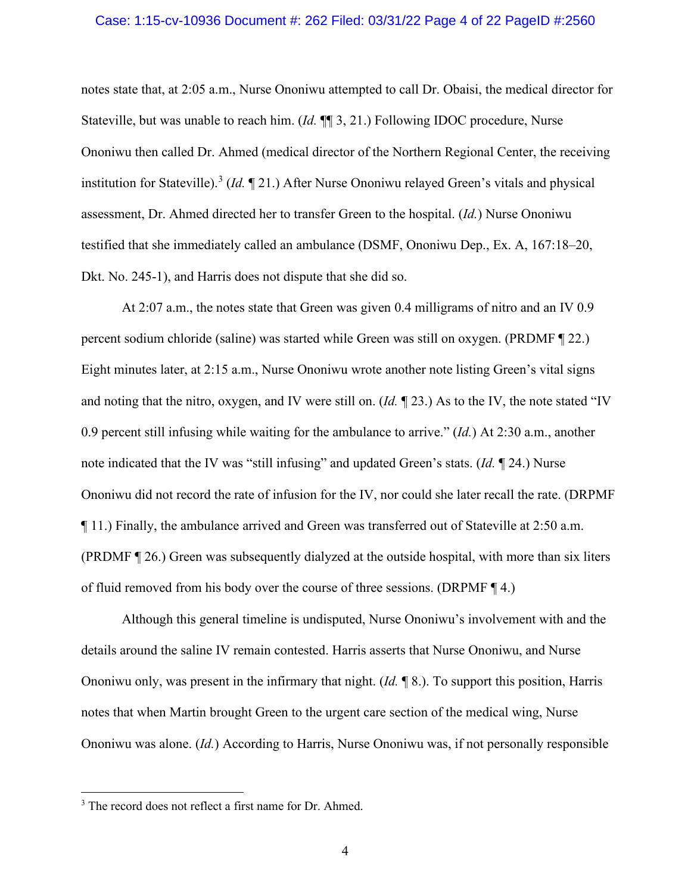notes state that, at 2:05 a.m., Nurse Ononiwu attempted to call Dr. Obaisi, the medical director for Stateville, but was unable to reach him. (*Id.* ¶¶ 3, 21.) Following IDOC procedure, Nurse Ononiwu then called Dr. Ahmed (medical director of the Northern Regional Center, the receiving institution for Stateville).[3] (*Id.* ¶ 21.) After Nurse Ononiwu relayed Green's vitals and physical assessment, Dr. Ahmed directed her to transfer Green to the hospital. (*Id.*) Nurse Ononiwu testified that she immediately called an ambulance (DSMF, Ononiwu Dep., Ex. A, 167:18–20, Dkt. No. 245-1), and Harris does not dispute that she did so.

At 2:07 a.m., the notes state that Green was given 0.4 milligrams of nitro and an IV 0.9 percent sodium chloride (saline) was started while Green was still on oxygen. (PRDMF ¶ 22.) Eight minutes later, at 2:15 a.m., Nurse Ononiwu wrote another note listing Green's vital signs and noting that the nitro, oxygen, and IV were still on. (*Id.* ¶ 23.) As to the IV, the note stated "IV 0.9 percent still infusing while waiting for the ambulance to arrive." (*Id.*) At 2:30 a.m., another note indicated that the IV was "still infusing" and updated Green's stats. (*Id.* ¶ 24.) Nurse Ononiwu did not record the rate of infusion for the IV, nor could she later recall the rate. (DRPMF ¶ 11.) Finally, the ambulance arrived and Green was transferred out of Stateville at 2:50 a.m. (PRDMF ¶ 26.) Green was subsequently dialyzed at the outside hospital, with more than six liters of fluid removed from his body over the course of three sessions. (DRPMF ¶ 4.)

Although this general timeline is undisputed, Nurse Ononiwu's involvement with and the details around the saline IV remain contested. Harris asserts that Nurse Ononiwu, and Nurse Ononiwu only, was present in the infirmary that night. (*Id.* ¶ 8.). To support this position, Harris notes that when Martin brought Green to the urgent care section of the medical wing, Nurse Ononiwu was alone. (*Id.*) According to Harris, Nurse Ononiwu was, if not personally responsible

[3] The record does not reflect a first name for Dr. Ahmed.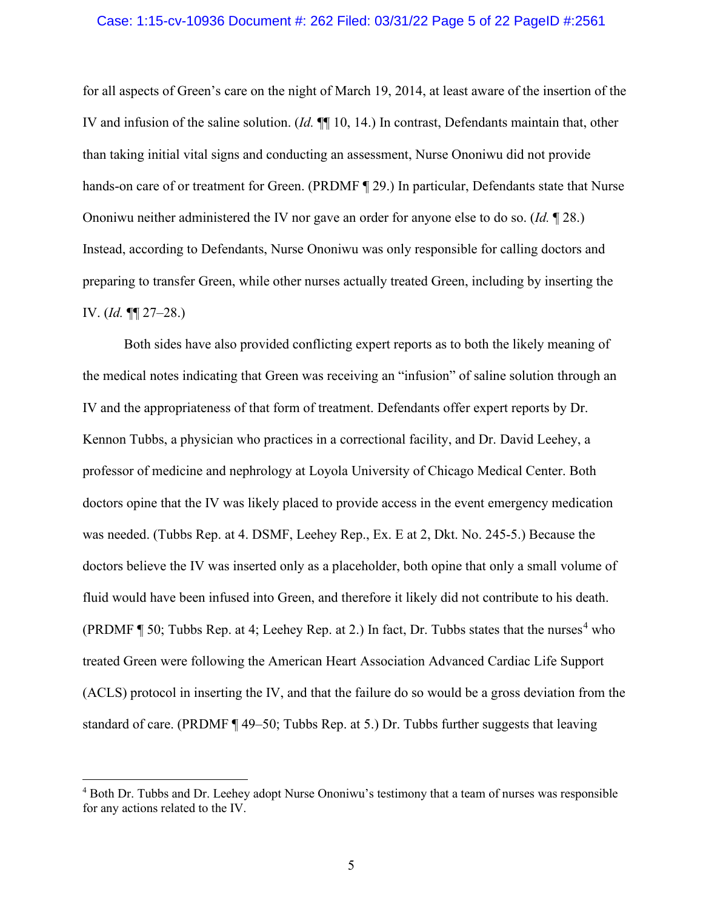for all aspects of Green's care on the night of March 19, 2014, at least aware of the insertion of the IV and infusion of the saline solution. (*Id.* ¶¶ 10, 14.) In contrast, Defendants maintain that, other than taking initial vital signs and conducting an assessment, Nurse Ononiwu did not provide hands-on care of or treatment for Green. (PRDMF ¶ 29.) In particular, Defendants state that Nurse Ononiwu neither administered the IV nor gave an order for anyone else to do so. (*Id.* ¶ 28.) Instead, according to Defendants, Nurse Ononiwu was only responsible for calling doctors and preparing to transfer Green, while other nurses actually treated Green, including by inserting the IV. (*Id.* ¶¶ 27–28.)

Both sides have also provided conflicting expert reports as to both the likely meaning of the medical notes indicating that Green was receiving an "infusion" of saline solution through an IV and the appropriateness of that form of treatment. Defendants offer expert reports by Dr. Kennon Tubbs, a physician who practices in a correctional facility, and Dr. David Leehey, a professor of medicine and nephrology at Loyola University of Chicago Medical Center. Both doctors opine that the IV was likely placed to provide access in the event emergency medication was needed. (Tubbs Rep. at 4. DSMF, Leehey Rep., Ex. E at 2, Dkt. No. 245-5.) Because the doctors believe the IV was inserted only as a placeholder, both opine that only a small volume of fluid would have been infused into Green, and therefore it likely did not contribute to his death. (PRDMF ¶ 50; Tubbs Rep. at 4; Leehey Rep. at 2.) In fact, Dr. Tubbs states that the nurses[4] who treated Green were following the American Heart Association Advanced Cardiac Life Support (ACLS) protocol in inserting the IV, and that the failure do so would be a gross deviation from the standard of care. (PRDMF ¶ 49–50; Tubbs Rep. at 5.) Dr. Tubbs further suggests that leaving

[4] Both Dr. Tubbs and Dr. Leehey adopt Nurse Ononiwu's testimony that a team of nurses was responsible for any actions related to the IV.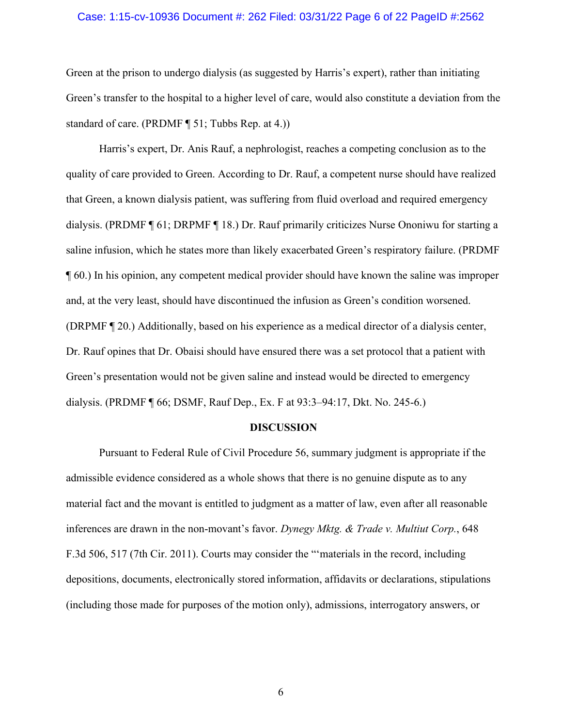Green at the prison to undergo dialysis (as suggested by Harris's expert), rather than initiating Green's transfer to the hospital to a higher level of care, would also constitute a deviation from the standard of care. (PRDMF ¶ 51; Tubbs Rep. at 4.))

Harris's expert, Dr. Anis Rauf, a nephrologist, reaches a competing conclusion as to the quality of care provided to Green. According to Dr. Rauf, a competent nurse should have realized that Green, a known dialysis patient, was suffering from fluid overload and required emergency dialysis. (PRDMF ¶ 61; DRPMF ¶ 18.) Dr. Rauf primarily criticizes Nurse Ononiwu for starting a saline infusion, which he states more than likely exacerbated Green's respiratory failure. (PRDMF ¶ 60.) In his opinion, any competent medical provider should have known the saline was improper and, at the very least, should have discontinued the infusion as Green's condition worsened. (DRPMF ¶ 20.) Additionally, based on his experience as a medical director of a dialysis center, Dr. Rauf opines that Dr. Obaisi should have ensured there was a set protocol that a patient with Green's presentation would not be given saline and instead would be directed to emergency dialysis. (PRDMF ¶ 66; DSMF, Rauf Dep., Ex. F at 93:3–94:17, Dkt. No. 245-6.)

## DISCUSSION

Pursuant to Federal Rule of Civil Procedure 56, summary judgment is appropriate if the admissible evidence considered as a whole shows that there is no genuine dispute as to any material fact and the movant is entitled to judgment as a matter of law, even after all reasonable inferences are drawn in the non-movant's favor. *Dynegy Mktg. & Trade v. Multiut Corp.*, 648 F.3d 506, 517 (7th Cir. 2011). Courts may consider the "'materials in the record, including depositions, documents, electronically stored information, affidavits or declarations, stipulations (including those made for purposes of the motion only), admissions, interrogatory answers, or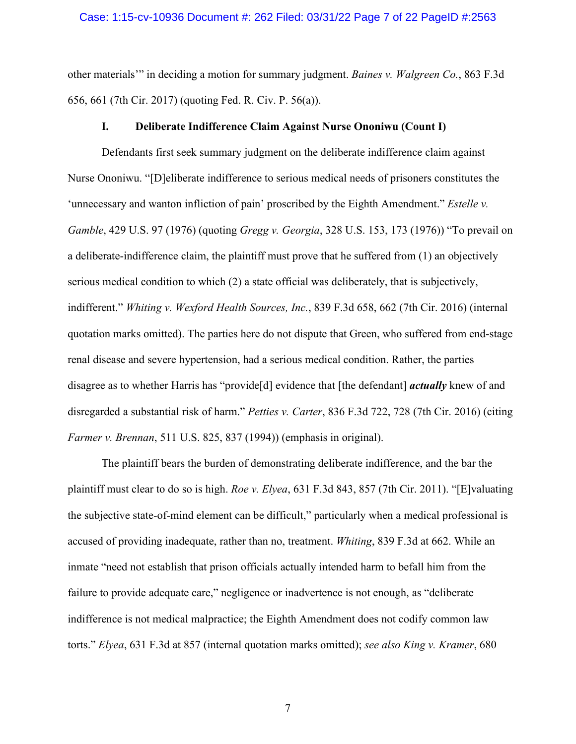other materials'" in deciding a motion for summary judgment. *Baines v. Walgreen Co.*, 863 F.3d 656, 661 (7th Cir. 2017) (quoting Fed. R. Civ. P. 56(a)).

### I. Deliberate Indifference Claim Against Nurse Ononiwu (Count I)

Defendants first seek summary judgment on the deliberate indifference claim against Nurse Ononiwu. "[D]eliberate indifference to serious medical needs of prisoners constitutes the 'unnecessary and wanton infliction of pain' proscribed by the Eighth Amendment." *Estelle v. Gamble*, 429 U.S. 97 (1976) (quoting *Gregg v. Georgia*, 328 U.S. 153, 173 (1976)) "To prevail on a deliberate-indifference claim, the plaintiff must prove that he suffered from (1) an objectively serious medical condition to which (2) a state official was deliberately, that is subjectively, indifferent." *Whiting v. Wexford Health Sources, Inc.*, 839 F.3d 658, 662 (7th Cir. 2016) (internal quotation marks omitted). The parties here do not dispute that Green, who suffered from end-stage renal disease and severe hypertension, had a serious medical condition. Rather, the parties disagree as to whether Harris has "provide[d] evidence that [the defendant] ***actually*** knew of and disregarded a substantial risk of harm." *Petties v. Carter*, 836 F.3d 722, 728 (7th Cir. 2016) (citing *Farmer v. Brennan*, 511 U.S. 825, 837 (1994)) (emphasis in original).

The plaintiff bears the burden of demonstrating deliberate indifference, and the bar the plaintiff must clear to do so is high. *Roe v. Elyea*, 631 F.3d 843, 857 (7th Cir. 2011). "[E]valuating the subjective state-of-mind element can be difficult," particularly when a medical professional is accused of providing inadequate, rather than no, treatment. *Whiting*, 839 F.3d at 662. While an inmate "need not establish that prison officials actually intended harm to befall him from the failure to provide adequate care," negligence or inadvertence is not enough, as "deliberate indifference is not medical malpractice; the Eighth Amendment does not codify common law torts." *Elyea*, 631 F.3d at 857 (internal quotation marks omitted); *see also King v. Kramer*, 680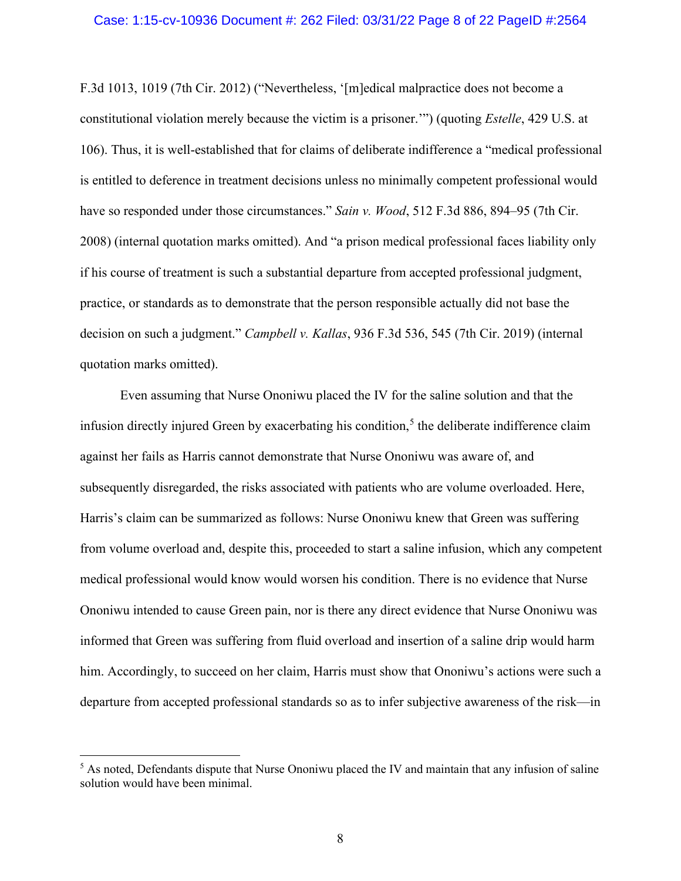F.3d 1013, 1019 (7th Cir. 2012) ("Nevertheless, '[m]edical malpractice does not become a constitutional violation merely because the victim is a prisoner.'") (quoting *Estelle*, 429 U.S. at 106). Thus, it is well-established that for claims of deliberate indifference a "medical professional is entitled to deference in treatment decisions unless no minimally competent professional would have so responded under those circumstances." *Sain v. Wood*, 512 F.3d 886, 894–95 (7th Cir. 2008) (internal quotation marks omitted). And "a prison medical professional faces liability only if his course of treatment is such a substantial departure from accepted professional judgment, practice, or standards as to demonstrate that the person responsible actually did not base the decision on such a judgment." *Campbell v. Kallas*, 936 F.3d 536, 545 (7th Cir. 2019) (internal quotation marks omitted).

Even assuming that Nurse Ononiwu placed the IV for the saline solution and that the infusion directly injured Green by exacerbating his condition,[5] the deliberate indifference claim against her fails as Harris cannot demonstrate that Nurse Ononiwu was aware of, and subsequently disregarded, the risks associated with patients who are volume overloaded. Here, Harris's claim can be summarized as follows: Nurse Ononiwu knew that Green was suffering from volume overload and, despite this, proceeded to start a saline infusion, which any competent medical professional would know would worsen his condition. There is no evidence that Nurse Ononiwu intended to cause Green pain, nor is there any direct evidence that Nurse Ononiwu was informed that Green was suffering from fluid overload and insertion of a saline drip would harm him. Accordingly, to succeed on her claim, Harris must show that Ononiwu's actions were such a departure from accepted professional standards so as to infer subjective awareness of the risk—in

[5] As noted, Defendants dispute that Nurse Ononiwu placed the IV and maintain that any infusion of saline solution would have been minimal.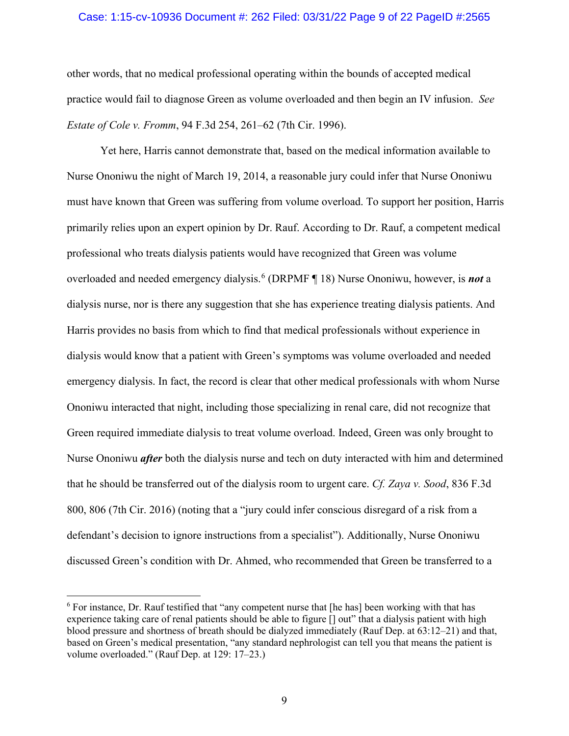other words, that no medical professional operating within the bounds of accepted medical practice would fail to diagnose Green as volume overloaded and then begin an IV infusion. *See Estate of Cole v. Fromm*, 94 F.3d 254, 261–62 (7th Cir. 1996).

Yet here, Harris cannot demonstrate that, based on the medical information available to Nurse Ononiwu the night of March 19, 2014, a reasonable jury could infer that Nurse Ononiwu must have known that Green was suffering from volume overload. To support her position, Harris primarily relies upon an expert opinion by Dr. Rauf. According to Dr. Rauf, a competent medical professional who treats dialysis patients would have recognized that Green was volume overloaded and needed emergency dialysis.[6] (DRPMF ¶ 18) Nurse Ononiwu, however, is ***not*** a dialysis nurse, nor is there any suggestion that she has experience treating dialysis patients. And Harris provides no basis from which to find that medical professionals without experience in dialysis would know that a patient with Green's symptoms was volume overloaded and needed emergency dialysis. In fact, the record is clear that other medical professionals with whom Nurse Ononiwu interacted that night, including those specializing in renal care, did not recognize that Green required immediate dialysis to treat volume overload. Indeed, Green was only brought to Nurse Ononiwu ***after*** both the dialysis nurse and tech on duty interacted with him and determined that he should be transferred out of the dialysis room to urgent care. *Cf. Zaya v. Sood*, 836 F.3d 800, 806 (7th Cir. 2016) (noting that a "jury could infer conscious disregard of a risk from a defendant's decision to ignore instructions from a specialist"). Additionally, Nurse Ononiwu discussed Green's condition with Dr. Ahmed, who recommended that Green be transferred to a

---

[6] For instance, Dr. Rauf testified that "any competent nurse that [he has] been working with that has experience taking care of renal patients should be able to figure [] out" that a dialysis patient with high blood pressure and shortness of breath should be dialyzed immediately (Rauf Dep. at 63:12–21) and that, based on Green's medical presentation, "any standard nephrologist can tell you that means the patient is volume overloaded." (Rauf Dep. at 129: 17–23.)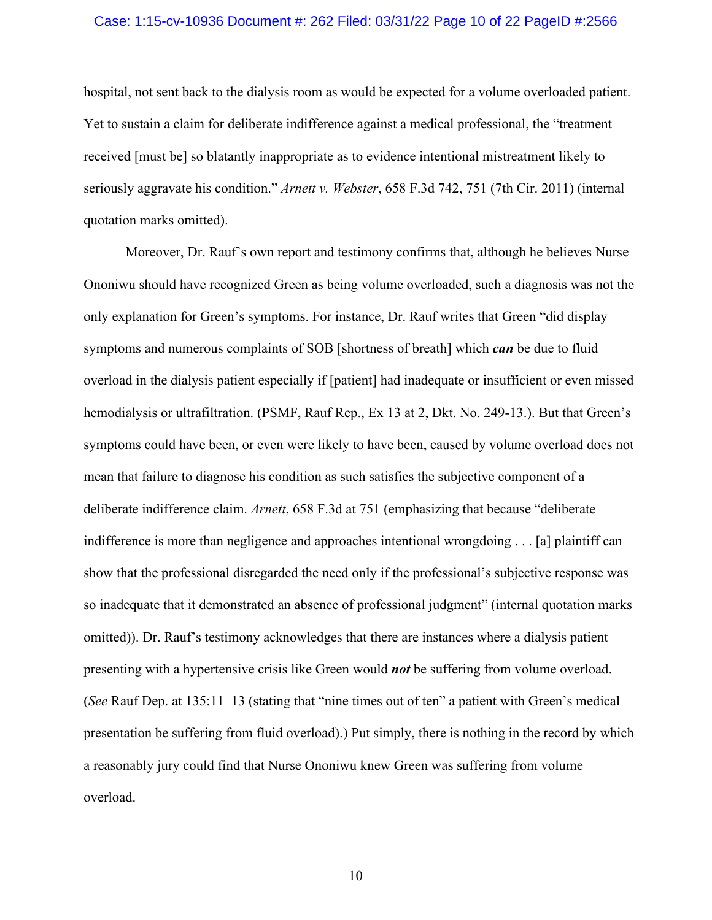hospital, not sent back to the dialysis room as would be expected for a volume overloaded patient. Yet to sustain a claim for deliberate indifference against a medical professional, the "treatment received [must be] so blatantly inappropriate as to evidence intentional mistreatment likely to seriously aggravate his condition." *Arnett v. Webster*, 658 F.3d 742, 751 (7th Cir. 2011) (internal quotation marks omitted).

Moreover, Dr. Rauf's own report and testimony confirms that, although he believes Nurse Ononiwu should have recognized Green as being volume overloaded, such a diagnosis was not the only explanation for Green's symptoms. For instance, Dr. Rauf writes that Green "did display symptoms and numerous complaints of SOB [shortness of breath] which ***can*** be due to fluid overload in the dialysis patient especially if [patient] had inadequate or insufficient or even missed hemodialysis or ultrafiltration. (PSMF, Rauf Rep., Ex 13 at 2, Dkt. No. 249-13.). But that Green's symptoms could have been, or even were likely to have been, caused by volume overload does not mean that failure to diagnose his condition as such satisfies the subjective component of a deliberate indifference claim. *Arnett*, 658 F.3d at 751 (emphasizing that because "deliberate indifference is more than negligence and approaches intentional wrongdoing . . . [a] plaintiff can show that the professional disregarded the need only if the professional's subjective response was so inadequate that it demonstrated an absence of professional judgment" (internal quotation marks omitted)). Dr. Rauf's testimony acknowledges that there are instances where a dialysis patient presenting with a hypertensive crisis like Green would ***not*** be suffering from volume overload. (*See* Rauf Dep. at 135:11–13 (stating that "nine times out of ten" a patient with Green's medical presentation be suffering from fluid overload).) Put simply, there is nothing in the record by which a reasonably jury could find that Nurse Ononiwu knew Green was suffering from volume overload.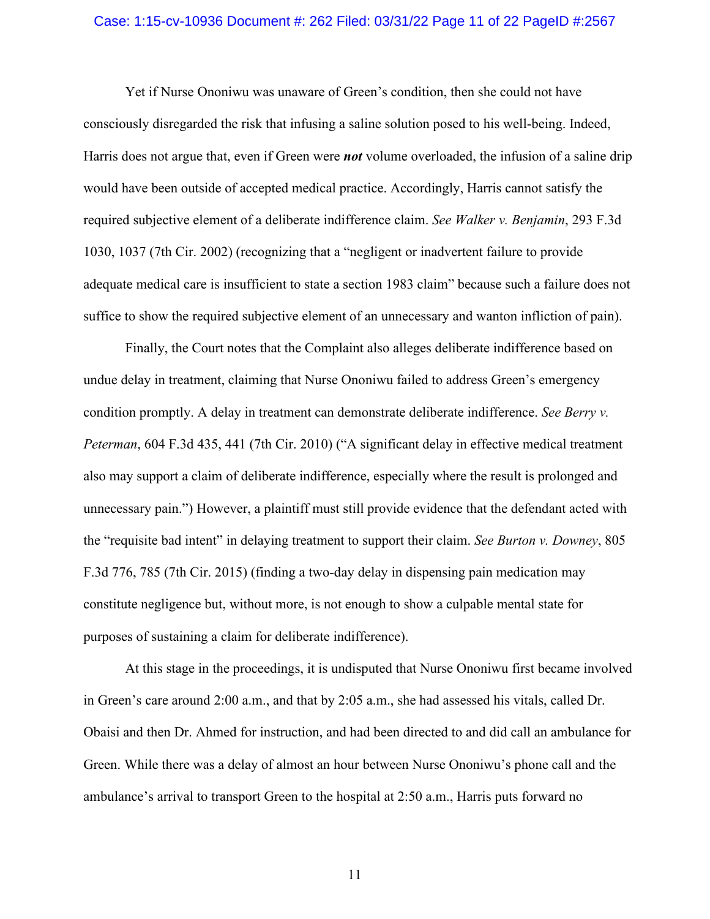Yet if Nurse Ononiwu was unaware of Green's condition, then she could not have consciously disregarded the risk that infusing a saline solution posed to his well-being. Indeed, Harris does not argue that, even if Green were ***not*** volume overloaded, the infusion of a saline drip would have been outside of accepted medical practice. Accordingly, Harris cannot satisfy the required subjective element of a deliberate indifference claim. *See Walker v. Benjamin*, 293 F.3d 1030, 1037 (7th Cir. 2002) (recognizing that a "negligent or inadvertent failure to provide adequate medical care is insufficient to state a section 1983 claim" because such a failure does not suffice to show the required subjective element of an unnecessary and wanton infliction of pain).

Finally, the Court notes that the Complaint also alleges deliberate indifference based on undue delay in treatment, claiming that Nurse Ononiwu failed to address Green's emergency condition promptly. A delay in treatment can demonstrate deliberate indifference. *See Berry v. Peterman*, 604 F.3d 435, 441 (7th Cir. 2010) ("A significant delay in effective medical treatment also may support a claim of deliberate indifference, especially where the result is prolonged and unnecessary pain.") However, a plaintiff must still provide evidence that the defendant acted with the "requisite bad intent" in delaying treatment to support their claim. *See Burton v. Downey*, 805 F.3d 776, 785 (7th Cir. 2015) (finding a two-day delay in dispensing pain medication may constitute negligence but, without more, is not enough to show a culpable mental state for purposes of sustaining a claim for deliberate indifference).

At this stage in the proceedings, it is undisputed that Nurse Ononiwu first became involved in Green's care around 2:00 a.m., and that by 2:05 a.m., she had assessed his vitals, called Dr. Obaisi and then Dr. Ahmed for instruction, and had been directed to and did call an ambulance for Green. While there was a delay of almost an hour between Nurse Ononiwu's phone call and the ambulance's arrival to transport Green to the hospital at 2:50 a.m., Harris puts forward no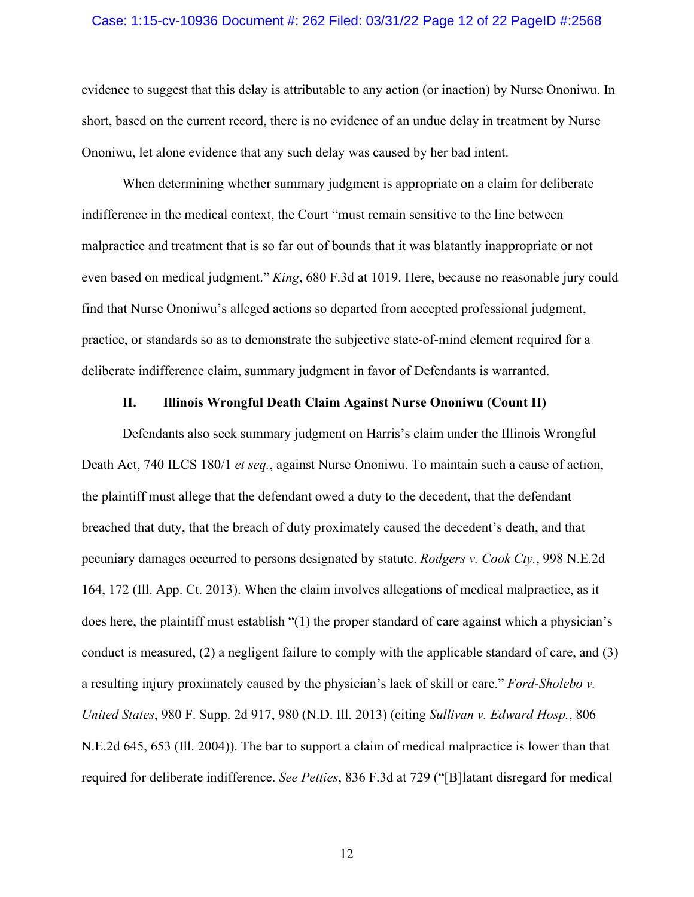evidence to suggest that this delay is attributable to any action (or inaction) by Nurse Ononiwu. In short, based on the current record, there is no evidence of an undue delay in treatment by Nurse Ononiwu, let alone evidence that any such delay was caused by her bad intent.

When determining whether summary judgment is appropriate on a claim for deliberate indifference in the medical context, the Court "must remain sensitive to the line between malpractice and treatment that is so far out of bounds that it was blatantly inappropriate or not even based on medical judgment." *King*, 680 F.3d at 1019. Here, because no reasonable jury could find that Nurse Ononiwu's alleged actions so departed from accepted professional judgment, practice, or standards so as to demonstrate the subjective state-of-mind element required for a deliberate indifference claim, summary judgment in favor of Defendants is warranted.

## II. Illinois Wrongful Death Claim Against Nurse Ononiwu (Count II)

Defendants also seek summary judgment on Harris's claim under the Illinois Wrongful Death Act, 740 ILCS 180/1 *et seq.*, against Nurse Ononiwu. To maintain such a cause of action, the plaintiff must allege that the defendant owed a duty to the decedent, that the defendant breached that duty, that the breach of duty proximately caused the decedent's death, and that pecuniary damages occurred to persons designated by statute. *Rodgers v. Cook Cty.*, 998 N.E.2d 164, 172 (Ill. App. Ct. 2013). When the claim involves allegations of medical malpractice, as it does here, the plaintiff must establish "(1) the proper standard of care against which a physician's conduct is measured, (2) a negligent failure to comply with the applicable standard of care, and (3) a resulting injury proximately caused by the physician's lack of skill or care." *Ford-Sholebo v. United States*, 980 F. Supp. 2d 917, 980 (N.D. Ill. 2013) (citing *Sullivan v. Edward Hosp.*, 806 N.E.2d 645, 653 (Ill. 2004)). The bar to support a claim of medical malpractice is lower than that required for deliberate indifference. *See Petties*, 836 F.3d at 729 ("[B]latant disregard for medical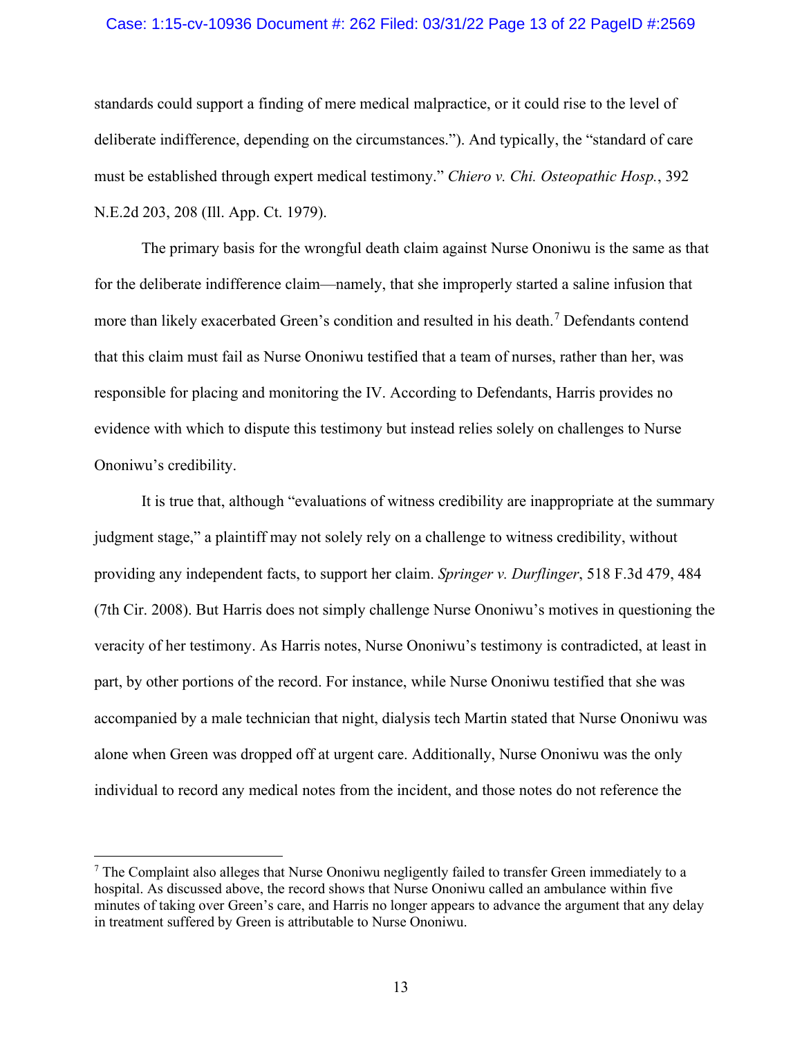standards could support a finding of mere medical malpractice, or it could rise to the level of deliberate indifference, depending on the circumstances."). And typically, the "standard of care must be established through expert medical testimony." *Chiero v. Chi. Osteopathic Hosp.*, 392 N.E.2d 203, 208 (Ill. App. Ct. 1979).

The primary basis for the wrongful death claim against Nurse Ononiwu is the same as that for the deliberate indifference claim—namely, that she improperly started a saline infusion that more than likely exacerbated Green's condition and resulted in his death.[7] Defendants contend that this claim must fail as Nurse Ononiwu testified that a team of nurses, rather than her, was responsible for placing and monitoring the IV. According to Defendants, Harris provides no evidence with which to dispute this testimony but instead relies solely on challenges to Nurse Ononiwu's credibility.

It is true that, although "evaluations of witness credibility are inappropriate at the summary judgment stage," a plaintiff may not solely rely on a challenge to witness credibility, without providing any independent facts, to support her claim. *Springer v. Durflinger*, 518 F.3d 479, 484 (7th Cir. 2008). But Harris does not simply challenge Nurse Ononiwu's motives in questioning the veracity of her testimony. As Harris notes, Nurse Ononiwu's testimony is contradicted, at least in part, by other portions of the record. For instance, while Nurse Ononiwu testified that she was accompanied by a male technician that night, dialysis tech Martin stated that Nurse Ononiwu was alone when Green was dropped off at urgent care. Additionally, Nurse Ononiwu was the only individual to record any medical notes from the incident, and those notes do not reference the

---

[7] The Complaint also alleges that Nurse Ononiwu negligently failed to transfer Green immediately to a hospital. As discussed above, the record shows that Nurse Ononiwu called an ambulance within five minutes of taking over Green's care, and Harris no longer appears to advance the argument that any delay in treatment suffered by Green is attributable to Nurse Ononiwu.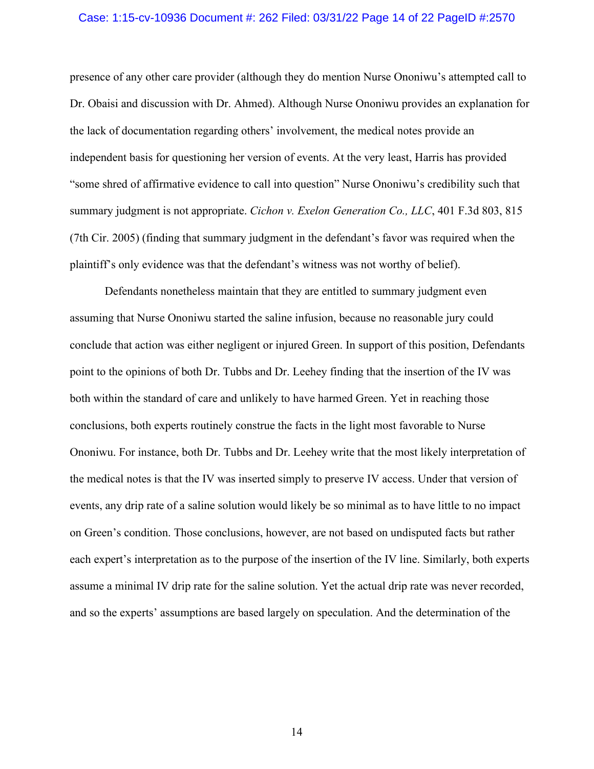presence of any other care provider (although they do mention Nurse Ononiwu's attempted call to Dr. Obaisi and discussion with Dr. Ahmed). Although Nurse Ononiwu provides an explanation for the lack of documentation regarding others' involvement, the medical notes provide an independent basis for questioning her version of events. At the very least, Harris has provided "some shred of affirmative evidence to call into question" Nurse Ononiwu's credibility such that summary judgment is not appropriate. *Cichon v. Exelon Generation Co., LLC*, 401 F.3d 803, 815 (7th Cir. 2005) (finding that summary judgment in the defendant's favor was required when the plaintiff's only evidence was that the defendant's witness was not worthy of belief).

Defendants nonetheless maintain that they are entitled to summary judgment even assuming that Nurse Ononiwu started the saline infusion, because no reasonable jury could conclude that action was either negligent or injured Green. In support of this position, Defendants point to the opinions of both Dr. Tubbs and Dr. Leehey finding that the insertion of the IV was both within the standard of care and unlikely to have harmed Green. Yet in reaching those conclusions, both experts routinely construe the facts in the light most favorable to Nurse Ononiwu. For instance, both Dr. Tubbs and Dr. Leehey write that the most likely interpretation of the medical notes is that the IV was inserted simply to preserve IV access. Under that version of events, any drip rate of a saline solution would likely be so minimal as to have little to no impact on Green's condition. Those conclusions, however, are not based on undisputed facts but rather each expert's interpretation as to the purpose of the insertion of the IV line. Similarly, both experts assume a minimal IV drip rate for the saline solution. Yet the actual drip rate was never recorded, and so the experts' assumptions are based largely on speculation. And the determination of the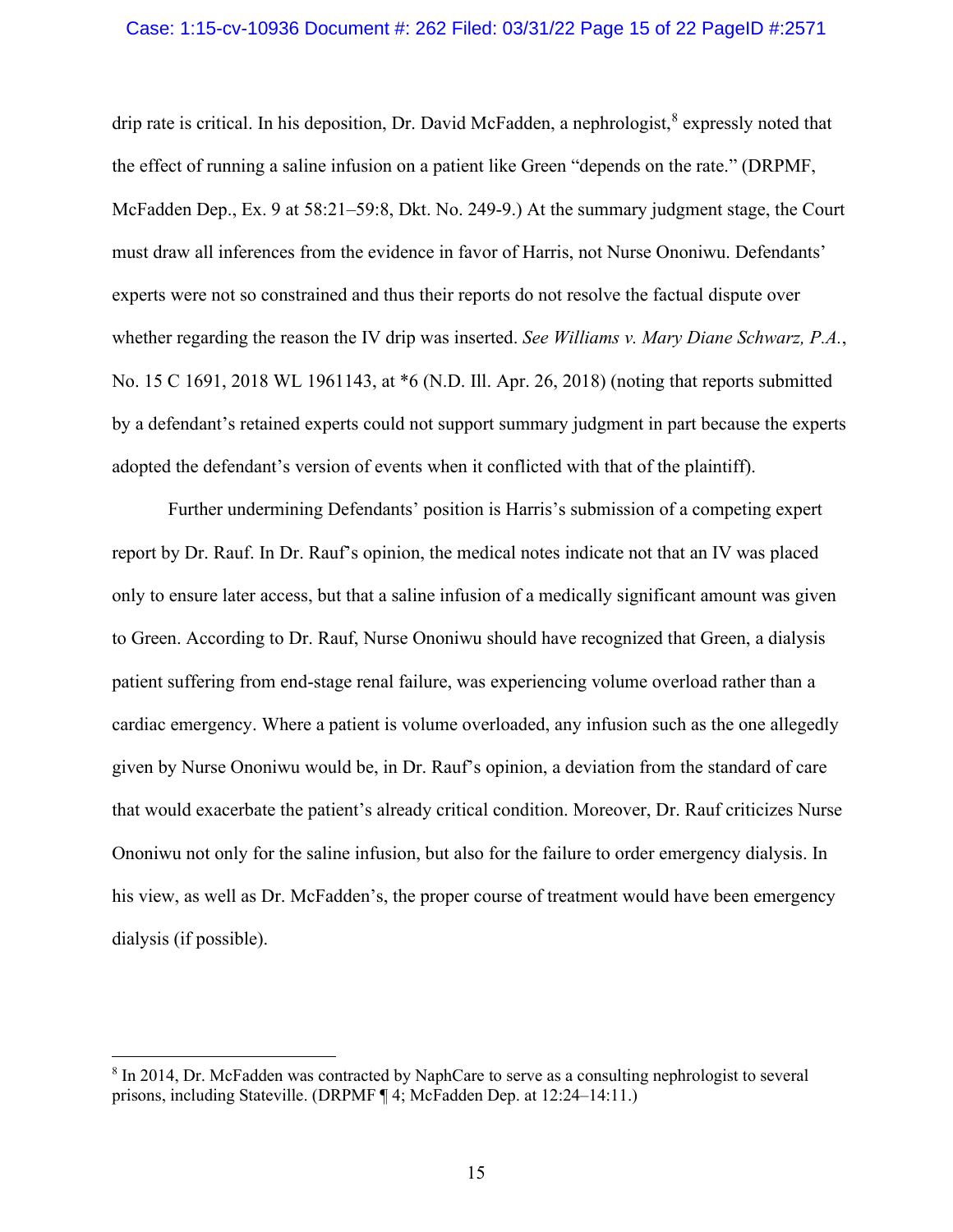drip rate is critical. In his deposition, Dr. David McFadden, a nephrologist,[8] expressly noted that the effect of running a saline infusion on a patient like Green "depends on the rate." (DRPMF, McFadden Dep., Ex. 9 at 58:21–59:8, Dkt. No. 249-9.) At the summary judgment stage, the Court must draw all inferences from the evidence in favor of Harris, not Nurse Ononiwu. Defendants' experts were not so constrained and thus their reports do not resolve the factual dispute over whether regarding the reason the IV drip was inserted. *See Williams v. Mary Diane Schwarz, P.A.*, No. 15 C 1691, 2018 WL 1961143, at *6 (N.D. Ill. Apr. 26, 2018) (noting that reports submitted by a defendant's retained experts could not support summary judgment in part because the experts adopted the defendant's version of events when it conflicted with that of the plaintiff).

Further undermining Defendants' position is Harris's submission of a competing expert report by Dr. Rauf. In Dr. Rauf's opinion, the medical notes indicate not that an IV was placed only to ensure later access, but that a saline infusion of a medically significant amount was given to Green. According to Dr. Rauf, Nurse Ononiwu should have recognized that Green, a dialysis patient suffering from end-stage renal failure, was experiencing volume overload rather than a cardiac emergency. Where a patient is volume overloaded, any infusion such as the one allegedly given by Nurse Ononiwu would be, in Dr. Rauf's opinion, a deviation from the standard of care that would exacerbate the patient's already critical condition. Moreover, Dr. Rauf criticizes Nurse Ononiwu not only for the saline infusion, but also for the failure to order emergency dialysis. In his view, as well as Dr. McFadden's, the proper course of treatment would have been emergency dialysis (if possible).

---

[8] In 2014, Dr. McFadden was contracted by NaphCare to serve as a consulting nephrologist to several prisons, including Stateville. (DRPMF ¶ 4; McFadden Dep. at 12:24–14:11.)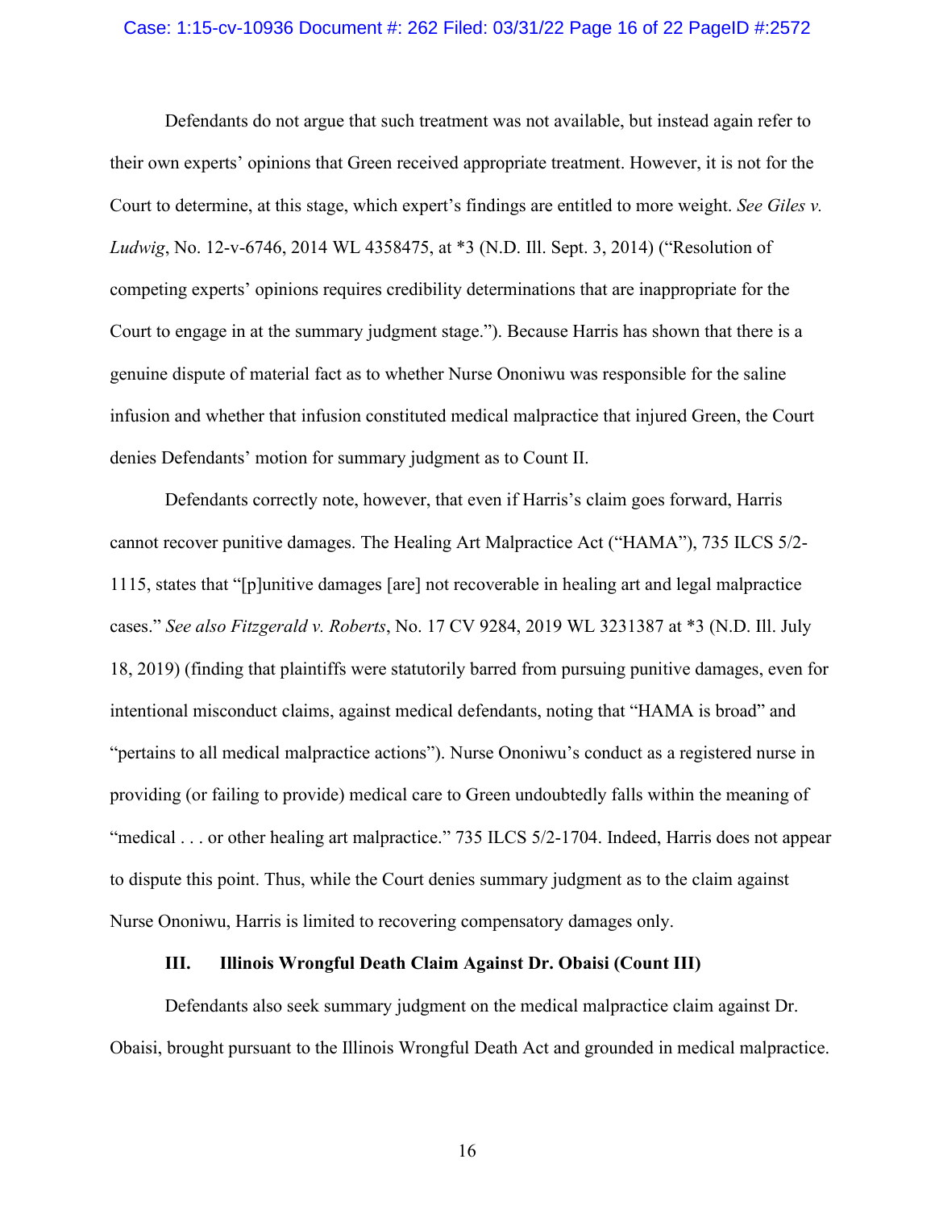Defendants do not argue that such treatment was not available, but instead again refer to their own experts' opinions that Green received appropriate treatment. However, it is not for the Court to determine, at this stage, which expert's findings are entitled to more weight. *See Giles v. Ludwig*, No. 12-v-6746, 2014 WL 4358475, at *3 (N.D. Ill. Sept. 3, 2014) ("Resolution of competing experts' opinions requires credibility determinations that are inappropriate for the Court to engage in at the summary judgment stage."). Because Harris has shown that there is a genuine dispute of material fact as to whether Nurse Ononiwu was responsible for the saline infusion and whether that infusion constituted medical malpractice that injured Green, the Court denies Defendants' motion for summary judgment as to Count II.

Defendants correctly note, however, that even if Harris's claim goes forward, Harris cannot recover punitive damages. The Healing Art Malpractice Act ("HAMA"), 735 ILCS 5/2-1115, states that "[p]unitive damages [are] not recoverable in healing art and legal malpractice cases." *See also Fitzgerald v. Roberts*, No. 17 CV 9284, 2019 WL 3231387 at *3 (N.D. Ill. July 18, 2019) (finding that plaintiffs were statutorily barred from pursuing punitive damages, even for intentional misconduct claims, against medical defendants, noting that "HAMA is broad" and "pertains to all medical malpractice actions"). Nurse Ononiwu's conduct as a registered nurse in providing (or failing to provide) medical care to Green undoubtedly falls within the meaning of "medical . . . or other healing art malpractice." 735 ILCS 5/2-1704. Indeed, Harris does not appear to dispute this point. Thus, while the Court denies summary judgment as to the claim against Nurse Ononiwu, Harris is limited to recovering compensatory damages only.

## III. Illinois Wrongful Death Claim Against Dr. Obaisi (Count III)

Defendants also seek summary judgment on the medical malpractice claim against Dr. Obaisi, brought pursuant to the Illinois Wrongful Death Act and grounded in medical malpractice.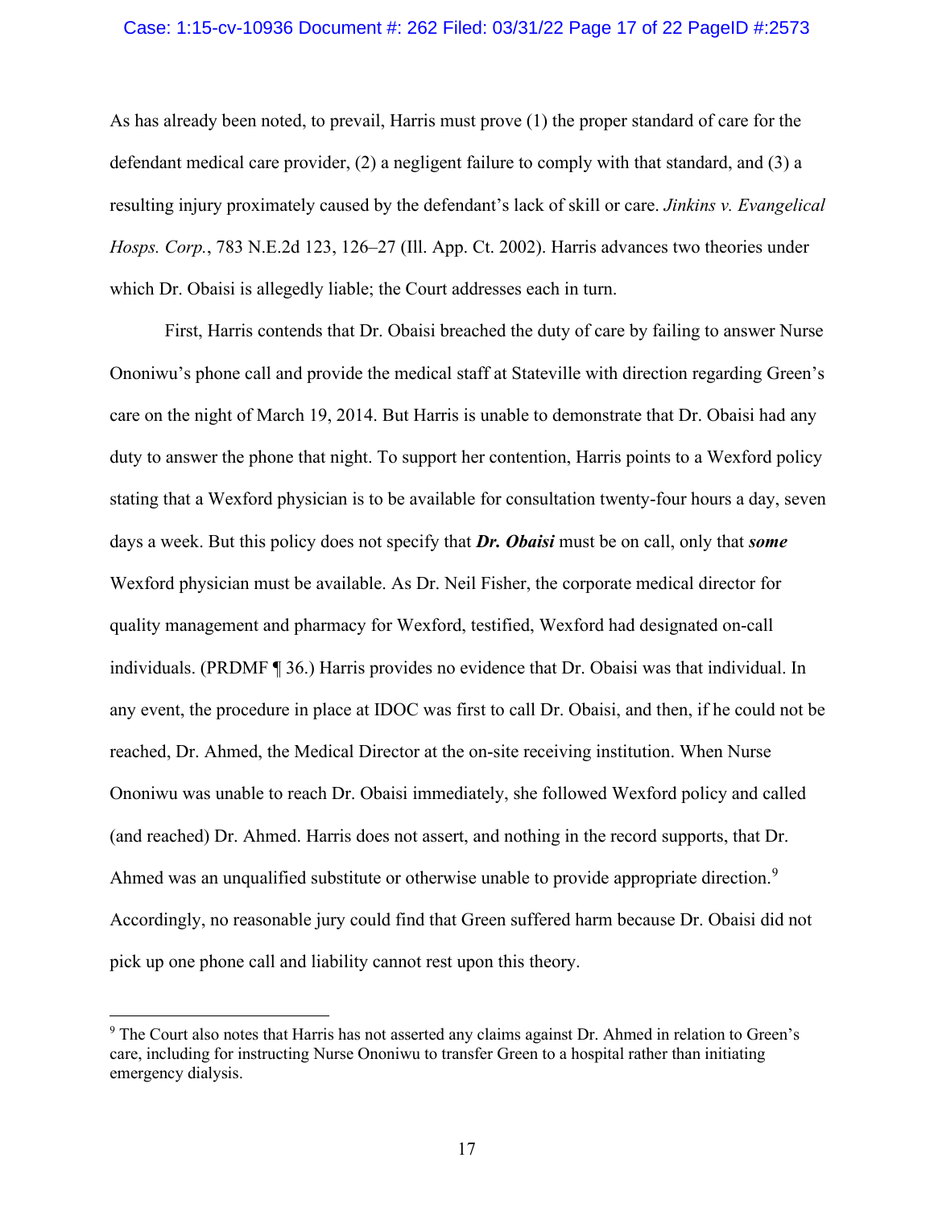As has already been noted, to prevail, Harris must prove (1) the proper standard of care for the defendant medical care provider, (2) a negligent failure to comply with that standard, and (3) a resulting injury proximately caused by the defendant's lack of skill or care. *Jinkins v. Evangelical Hosps. Corp.*, 783 N.E.2d 123, 126–27 (Ill. App. Ct. 2002). Harris advances two theories under which Dr. Obaisi is allegedly liable; the Court addresses each in turn.

First, Harris contends that Dr. Obaisi breached the duty of care by failing to answer Nurse Ononiwu's phone call and provide the medical staff at Stateville with direction regarding Green's care on the night of March 19, 2014. But Harris is unable to demonstrate that Dr. Obaisi had any duty to answer the phone that night. To support her contention, Harris points to a Wexford policy stating that a Wexford physician is to be available for consultation twenty-four hours a day, seven days a week. But this policy does not specify that ***Dr. Obaisi*** must be on call, only that ***some*** Wexford physician must be available. As Dr. Neil Fisher, the corporate medical director for quality management and pharmacy for Wexford, testified, Wexford had designated on-call individuals. (PRDMF ¶ 36.) Harris provides no evidence that Dr. Obaisi was that individual. In any event, the procedure in place at IDOC was first to call Dr. Obaisi, and then, if he could not be reached, Dr. Ahmed, the Medical Director at the on-site receiving institution. When Nurse Ononiwu was unable to reach Dr. Obaisi immediately, she followed Wexford policy and called (and reached) Dr. Ahmed. Harris does not assert, and nothing in the record supports, that Dr. Ahmed was an unqualified substitute or otherwise unable to provide appropriate direction.[9] Accordingly, no reasonable jury could find that Green suffered harm because Dr. Obaisi did not pick up one phone call and liability cannot rest upon this theory.

[9] The Court also notes that Harris has not asserted any claims against Dr. Ahmed in relation to Green's care, including for instructing Nurse Ononiwu to transfer Green to a hospital rather than initiating emergency dialysis.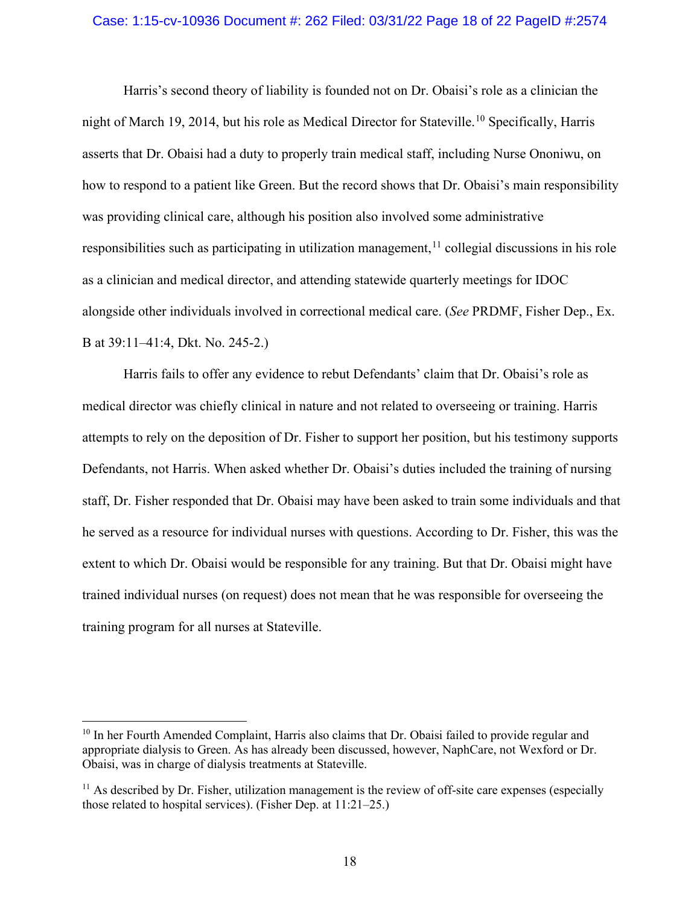Harris's second theory of liability is founded not on Dr. Obaisi's role as a clinician the night of March 19, 2014, but his role as Medical Director for Stateville.[10] Specifically, Harris asserts that Dr. Obaisi had a duty to properly train medical staff, including Nurse Ononiwu, on how to respond to a patient like Green. But the record shows that Dr. Obaisi's main responsibility was providing clinical care, although his position also involved some administrative responsibilities such as participating in utilization management,[11] collegial discussions in his role as a clinician and medical director, and attending statewide quarterly meetings for IDOC alongside other individuals involved in correctional medical care. (*See* PRDMF, Fisher Dep., Ex. B at 39:11–41:4, Dkt. No. 245-2.)

Harris fails to offer any evidence to rebut Defendants' claim that Dr. Obaisi's role as medical director was chiefly clinical in nature and not related to overseeing or training. Harris attempts to rely on the deposition of Dr. Fisher to support her position, but his testimony supports Defendants, not Harris. When asked whether Dr. Obaisi's duties included the training of nursing staff, Dr. Fisher responded that Dr. Obaisi may have been asked to train some individuals and that he served as a resource for individual nurses with questions. According to Dr. Fisher, this was the extent to which Dr. Obaisi would be responsible for any training. But that Dr. Obaisi might have trained individual nurses (on request) does not mean that he was responsible for overseeing the training program for all nurses at Stateville.

---

[10] In her Fourth Amended Complaint, Harris also claims that Dr. Obaisi failed to provide regular and appropriate dialysis to Green. As has already been discussed, however, NaphCare, not Wexford or Dr. Obaisi, was in charge of dialysis treatments at Stateville.

[11] As described by Dr. Fisher, utilization management is the review of off-site care expenses (especially those related to hospital services). (Fisher Dep. at 11:21–25.)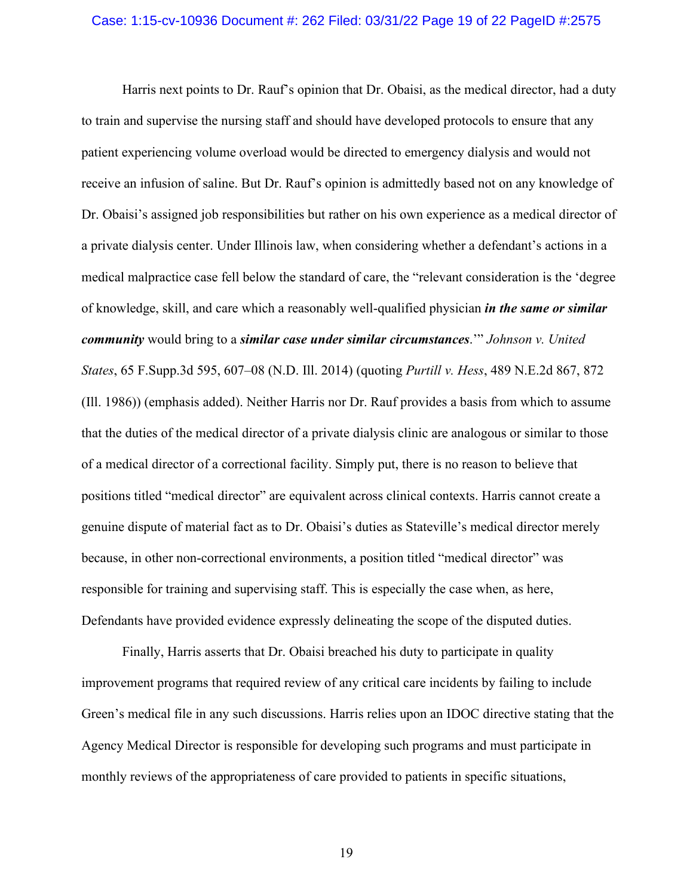Harris next points to Dr. Rauf's opinion that Dr. Obaisi, as the medical director, had a duty to train and supervise the nursing staff and should have developed protocols to ensure that any patient experiencing volume overload would be directed to emergency dialysis and would not receive an infusion of saline. But Dr. Rauf's opinion is admittedly based not on any knowledge of Dr. Obaisi's assigned job responsibilities but rather on his own experience as a medical director of a private dialysis center. Under Illinois law, when considering whether a defendant's actions in a medical malpractice case fell below the standard of care, the "relevant consideration is the 'degree of knowledge, skill, and care which a reasonably well-qualified physician ***in the same or similar community*** would bring to a ***similar case under similar circumstances***.'" *Johnson v. United States*, 65 F.Supp.3d 595, 607–08 (N.D. Ill. 2014) (quoting *Purtill v. Hess*, 489 N.E.2d 867, 872 (Ill. 1986)) (emphasis added). Neither Harris nor Dr. Rauf provides a basis from which to assume that the duties of the medical director of a private dialysis clinic are analogous or similar to those of a medical director of a correctional facility. Simply put, there is no reason to believe that positions titled "medical director" are equivalent across clinical contexts. Harris cannot create a genuine dispute of material fact as to Dr. Obaisi's duties as Stateville's medical director merely because, in other non-correctional environments, a position titled "medical director" was responsible for training and supervising staff. This is especially the case when, as here, Defendants have provided evidence expressly delineating the scope of the disputed duties.

Finally, Harris asserts that Dr. Obaisi breached his duty to participate in quality improvement programs that required review of any critical care incidents by failing to include Green's medical file in any such discussions. Harris relies upon an IDOC directive stating that the Agency Medical Director is responsible for developing such programs and must participate in monthly reviews of the appropriateness of care provided to patients in specific situations,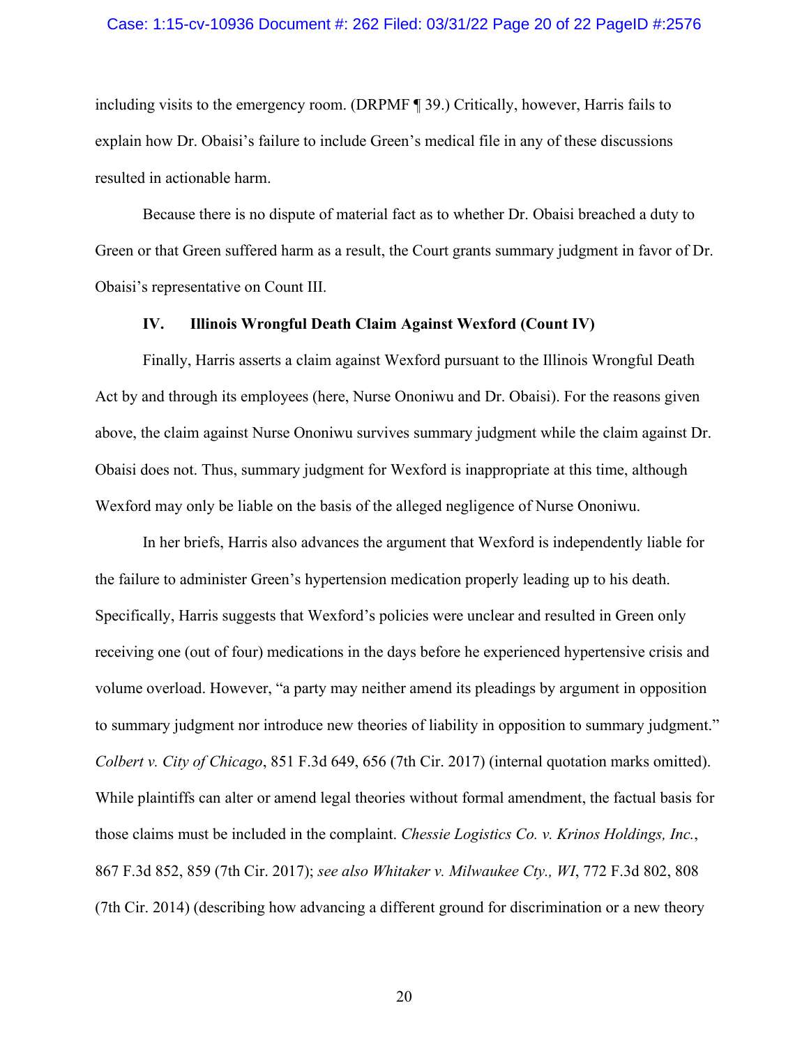including visits to the emergency room. (DRPMF ¶ 39.) Critically, however, Harris fails to explain how Dr. Obaisi's failure to include Green's medical file in any of these discussions resulted in actionable harm.

Because there is no dispute of material fact as to whether Dr. Obaisi breached a duty to Green or that Green suffered harm as a result, the Court grants summary judgment in favor of Dr. Obaisi's representative on Count III.

### IV. Illinois Wrongful Death Claim Against Wexford (Count IV)

Finally, Harris asserts a claim against Wexford pursuant to the Illinois Wrongful Death Act by and through its employees (here, Nurse Ononiwu and Dr. Obaisi). For the reasons given above, the claim against Nurse Ononiwu survives summary judgment while the claim against Dr. Obaisi does not. Thus, summary judgment for Wexford is inappropriate at this time, although Wexford may only be liable on the basis of the alleged negligence of Nurse Ononiwu.

In her briefs, Harris also advances the argument that Wexford is independently liable for the failure to administer Green's hypertension medication properly leading up to his death. Specifically, Harris suggests that Wexford's policies were unclear and resulted in Green only receiving one (out of four) medications in the days before he experienced hypertensive crisis and volume overload. However, "a party may neither amend its pleadings by argument in opposition to summary judgment nor introduce new theories of liability in opposition to summary judgment." *Colbert v. City of Chicago*, 851 F.3d 649, 656 (7th Cir. 2017) (internal quotation marks omitted). While plaintiffs can alter or amend legal theories without formal amendment, the factual basis for those claims must be included in the complaint. *Chessie Logistics Co. v. Krinos Holdings, Inc.*, 867 F.3d 852, 859 (7th Cir. 2017); *see also Whitaker v. Milwaukee Cty., WI*, 772 F.3d 802, 808 (7th Cir. 2014) (describing how advancing a different ground for discrimination or a new theory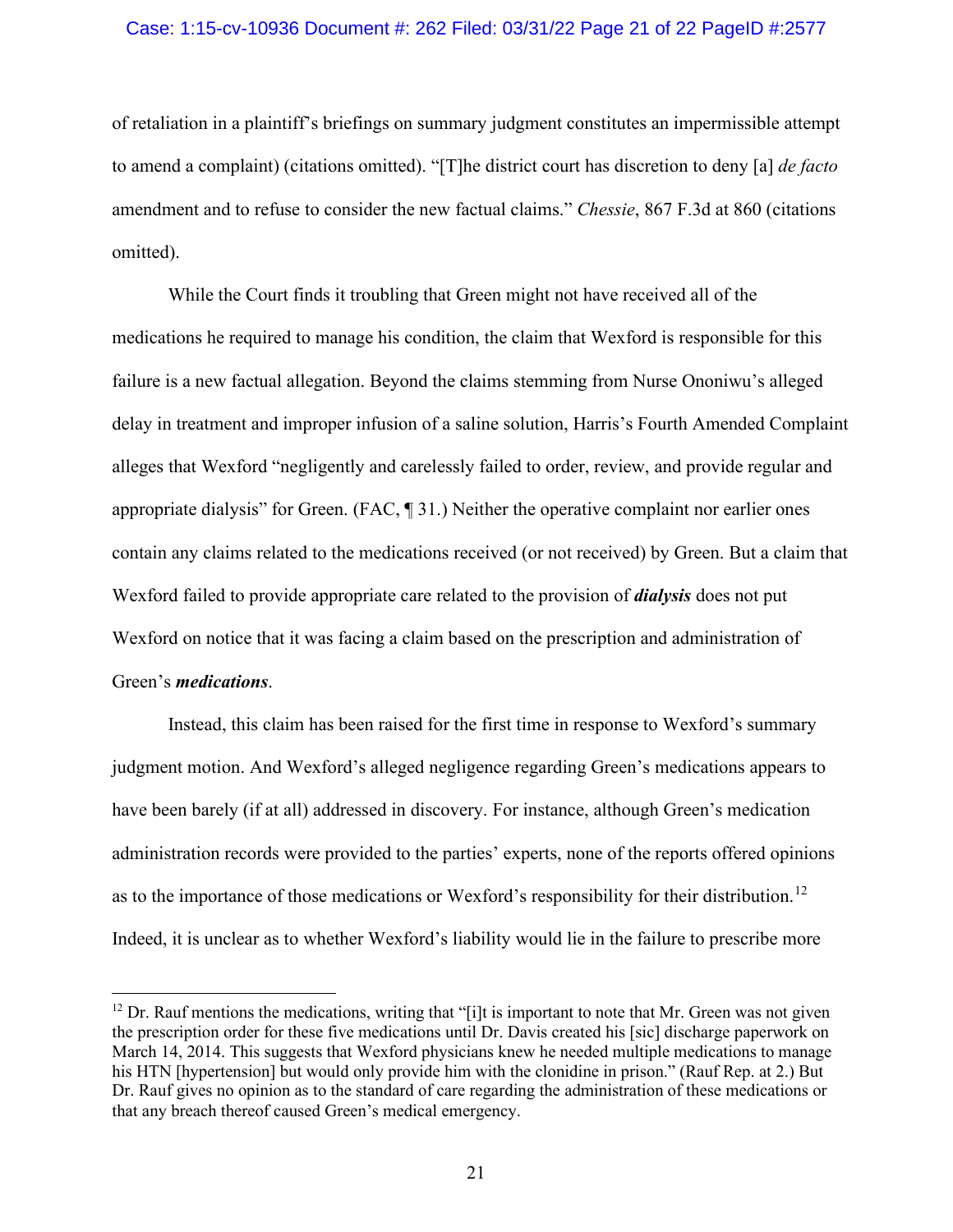of retaliation in a plaintiff's briefings on summary judgment constitutes an impermissible attempt to amend a complaint) (citations omitted). "[T]he district court has discretion to deny [a] *de facto* amendment and to refuse to consider the new factual claims." *Chessie*, 867 F.3d at 860 (citations omitted).

While the Court finds it troubling that Green might not have received all of the medications he required to manage his condition, the claim that Wexford is responsible for this failure is a new factual allegation. Beyond the claims stemming from Nurse Ononiwu's alleged delay in treatment and improper infusion of a saline solution, Harris's Fourth Amended Complaint alleges that Wexford "negligently and carelessly failed to order, review, and provide regular and appropriate dialysis" for Green. (FAC, ¶ 31.) Neither the operative complaint nor earlier ones contain any claims related to the medications received (or not received) by Green. But a claim that Wexford failed to provide appropriate care related to the provision of ***dialysis*** does not put Wexford on notice that it was facing a claim based on the prescription and administration of Green's ***medications***.

Instead, this claim has been raised for the first time in response to Wexford's summary judgment motion. And Wexford's alleged negligence regarding Green's medications appears to have been barely (if at all) addressed in discovery. For instance, although Green's medication administration records were provided to the parties' experts, none of the reports offered opinions as to the importance of those medications or Wexford's responsibility for their distribution.[12] Indeed, it is unclear as to whether Wexford's liability would lie in the failure to prescribe more

[12] Dr. Rauf mentions the medications, writing that "[i]t is important to note that Mr. Green was not given the prescription order for these five medications until Dr. Davis created his [sic] discharge paperwork on March 14, 2014. This suggests that Wexford physicians knew he needed multiple medications to manage his HTN [hypertension] but would only provide him with the clonidine in prison." (Rauf Rep. at 2.) But Dr. Rauf gives no opinion as to the standard of care regarding the administration of these medications or that any breach thereof caused Green's medical emergency.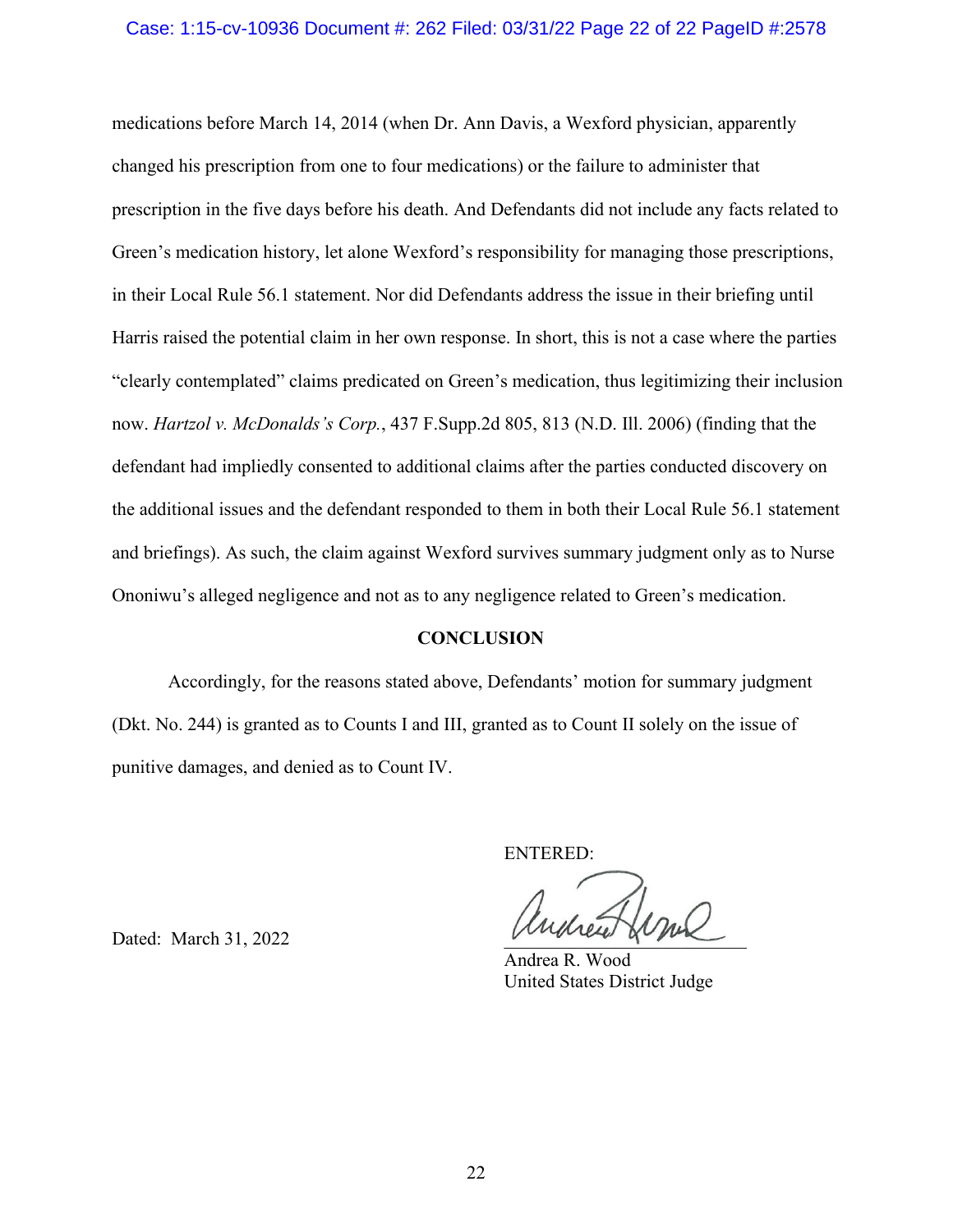medications before March 14, 2014 (when Dr. Ann Davis, a Wexford physician, apparently changed his prescription from one to four medications) or the failure to administer that prescription in the five days before his death. And Defendants did not include any facts related to Green's medication history, let alone Wexford's responsibility for managing those prescriptions, in their Local Rule 56.1 statement. Nor did Defendants address the issue in their briefing until Harris raised the potential claim in her own response. In short, this is not a case where the parties "clearly contemplated" claims predicated on Green's medication, thus legitimizing their inclusion now. *Hartzol v. McDonalds's Corp.*, 437 F.Supp.2d 805, 813 (N.D. Ill. 2006) (finding that the defendant had impliedly consented to additional claims after the parties conducted discovery on the additional issues and the defendant responded to them in both their Local Rule 56.1 statement and briefings). As such, the claim against Wexford survives summary judgment only as to Nurse Ononiwu's alleged negligence and not as to any negligence related to Green's medication.

**CONCLUSION**

Accordingly, for the reasons stated above, Defendants' motion for summary judgment (Dkt. No. 244) is granted as to Counts I and III, granted as to Count II solely on the issue of punitive damages, and denied as to Count IV.

ENTERED:

Dated: March 31, 2022

Andrea R. Wood
United States District Judge